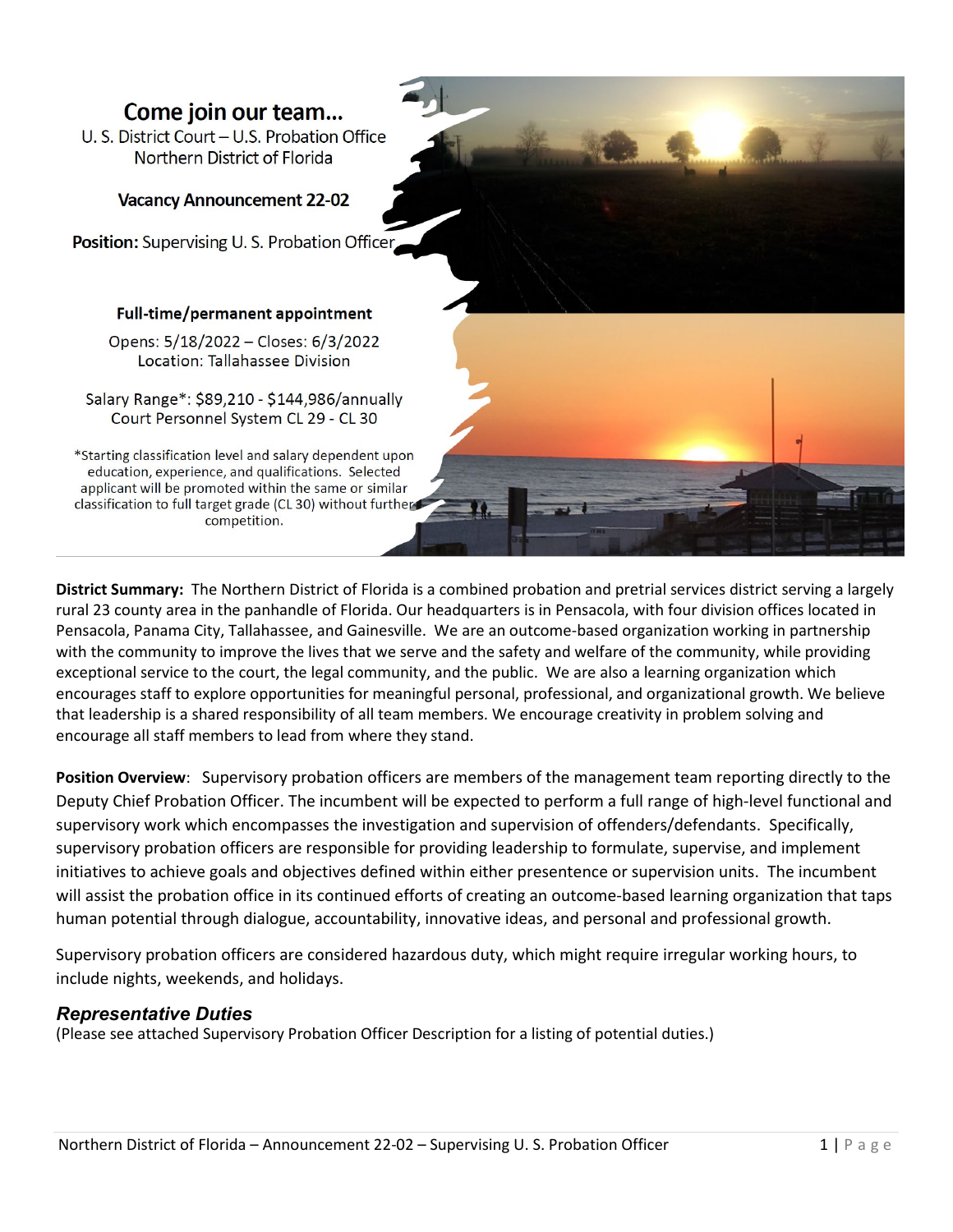# Come join our team...

U. S. District Court – U.S. Probation Office
Northern District of Florida

**Vacancy Announcement 22-02**

**Position:** Supervising U. S. Probation Officer

**Full-time/permanent appointment**

Opens: 5/18/2022 – Closes: 6/3/2022
Location: Tallahassee Division

Salary Range*: $89,210 - $144,986/annually
Court Personnel System CL 29 - CL 30

*Starting classification level and salary dependent upon education, experience, and qualifications. Selected applicant will be promoted within the same or similar classification to full target grade (CL 30) without further competition.

**District Summary:** The Northern District of Florida is a combined probation and pretrial services district serving a largely rural 23 county area in the panhandle of Florida. Our headquarters is in Pensacola, with four division offices located in Pensacola, Panama City, Tallahassee, and Gainesville. We are an outcome-based organization working in partnership with the community to improve the lives that we serve and the safety and welfare of the community, while providing exceptional service to the court, the legal community, and the public. We are also a learning organization which encourages staff to explore opportunities for meaningful personal, professional, and organizational growth. We believe that leadership is a shared responsibility of all team members. We encourage creativity in problem solving and encourage all staff members to lead from where they stand.

**Position Overview**: Supervisory probation officers are members of the management team reporting directly to the Deputy Chief Probation Officer. The incumbent will be expected to perform a full range of high-level functional and supervisory work which encompasses the investigation and supervision of offenders/defendants. Specifically, supervisory probation officers are responsible for providing leadership to formulate, supervise, and implement initiatives to achieve goals and objectives defined within either presentence or supervision units. The incumbent will assist the probation office in its continued efforts of creating an outcome-based learning organization that taps human potential through dialogue, accountability, innovative ideas, and personal and professional growth.

Supervisory probation officers are considered hazardous duty, which might require irregular working hours, to include nights, weekends, and holidays.

## *Representative Duties*

(Please see attached Supervisory Probation Officer Description for a listing of potential duties.)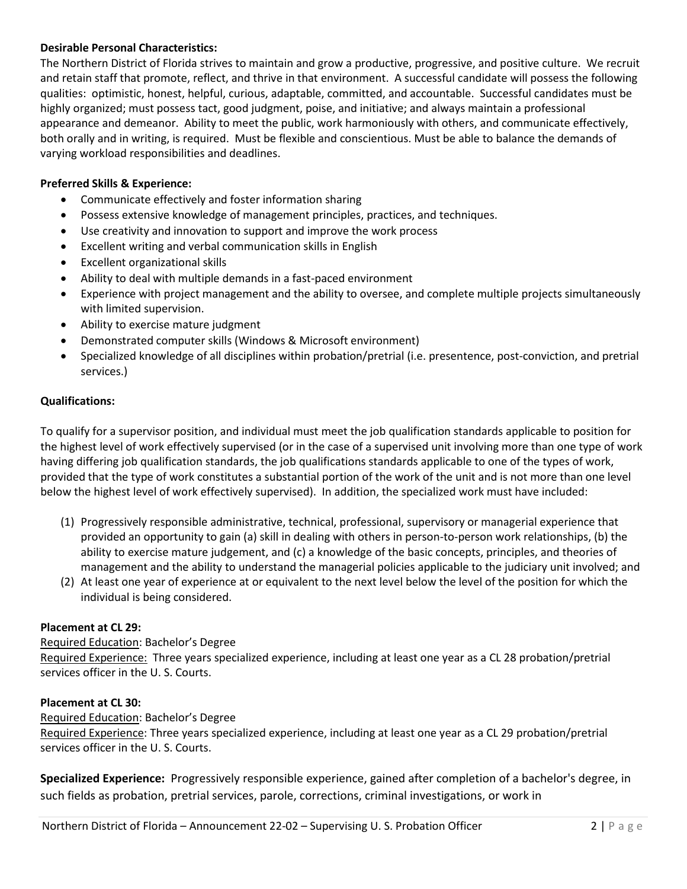**Desirable Personal Characteristics:**
The Northern District of Florida strives to maintain and grow a productive, progressive, and positive culture. We recruit and retain staff that promote, reflect, and thrive in that environment. A successful candidate will possess the following qualities: optimistic, honest, helpful, curious, adaptable, committed, and accountable. Successful candidates must be highly organized; must possess tact, good judgment, poise, and initiative; and always maintain a professional appearance and demeanor. Ability to meet the public, work harmoniously with others, and communicate effectively, both orally and in writing, is required. Must be flexible and conscientious. Must be able to balance the demands of varying workload responsibilities and deadlines.

**Preferred Skills & Experience:**

- Communicate effectively and foster information sharing
- Possess extensive knowledge of management principles, practices, and techniques.
- Use creativity and innovation to support and improve the work process
- Excellent writing and verbal communication skills in English
- Excellent organizational skills
- Ability to deal with multiple demands in a fast-paced environment
- Experience with project management and the ability to oversee, and complete multiple projects simultaneously with limited supervision.
- Ability to exercise mature judgment
- Demonstrated computer skills (Windows & Microsoft environment)
- Specialized knowledge of all disciplines within probation/pretrial (i.e. presentence, post-conviction, and pretrial services.)

**Qualifications:**

To qualify for a supervisor position, and individual must meet the job qualification standards applicable to position for the highest level of work effectively supervised (or in the case of a supervised unit involving more than one type of work having differing job qualification standards, the job qualifications standards applicable to one of the types of work, provided that the type of work constitutes a substantial portion of the work of the unit and is not more than one level below the highest level of work effectively supervised). In addition, the specialized work must have included:

(1) Progressively responsible administrative, technical, professional, supervisory or managerial experience that provided an opportunity to gain (a) skill in dealing with others in person-to-person work relationships, (b) the ability to exercise mature judgement, and (c) a knowledge of the basic concepts, principles, and theories of management and the ability to understand the managerial policies applicable to the judiciary unit involved; and
(2) At least one year of experience at or equivalent to the next level below the level of the position for which the individual is being considered.

**Placement at CL 29:**
Required Education: Bachelor's Degree
Required Experience: Three years specialized experience, including at least one year as a CL 28 probation/pretrial services officer in the U. S. Courts.

**Placement at CL 30:**
Required Education: Bachelor's Degree
Required Experience: Three years specialized experience, including at least one year as a CL 29 probation/pretrial services officer in the U. S. Courts.

**Specialized Experience:** Progressively responsible experience, gained after completion of a bachelor's degree, in such fields as probation, pretrial services, parole, corrections, criminal investigations, or work in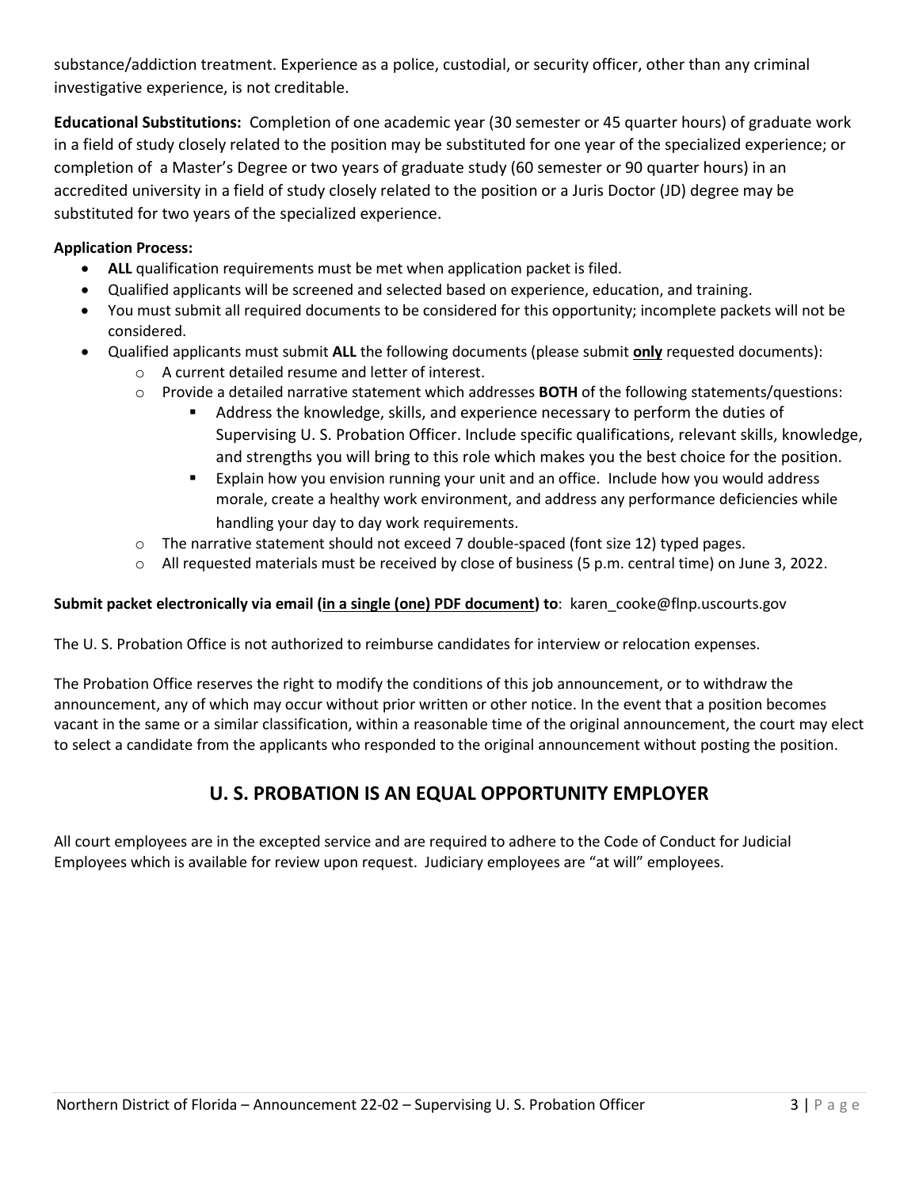substance/addiction treatment. Experience as a police, custodial, or security officer, other than any criminal investigative experience, is not creditable.

**Educational Substitutions:** Completion of one academic year (30 semester or 45 quarter hours) of graduate work in a field of study closely related to the position may be substituted for one year of the specialized experience; or completion of a Master's Degree or two years of graduate study (60 semester or 90 quarter hours) in an accredited university in a field of study closely related to the position or a Juris Doctor (JD) degree may be substituted for two years of the specialized experience.

**Application Process:**

- **ALL** qualification requirements must be met when application packet is filed.
- Qualified applicants will be screened and selected based on experience, education, and training.
- You must submit all required documents to be considered for this opportunity; incomplete packets will not be considered.
- Qualified applicants must submit **ALL** the following documents (please submit **only** requested documents):
  - A current detailed resume and letter of interest.
  - Provide a detailed narrative statement which addresses **BOTH** of the following statements/questions:
    - Address the knowledge, skills, and experience necessary to perform the duties of Supervising U. S. Probation Officer. Include specific qualifications, relevant skills, knowledge, and strengths you will bring to this role which makes you the best choice for the position.
    - Explain how you envision running your unit and an office. Include how you would address morale, create a healthy work environment, and address any performance deficiencies while handling your day to day work requirements.
  - The narrative statement should not exceed 7 double-spaced (font size 12) typed pages.
  - All requested materials must be received by close of business (5 p.m. central time) on June 3, 2022.

**Submit packet electronically via email (in a single (one) PDF document) to**: karen_cooke@flnp.uscourts.gov

The U. S. Probation Office is not authorized to reimburse candidates for interview or relocation expenses.

The Probation Office reserves the right to modify the conditions of this job announcement, or to withdraw the announcement, any of which may occur without prior written or other notice. In the event that a position becomes vacant in the same or a similar classification, within a reasonable time of the original announcement, the court may elect to select a candidate from the applicants who responded to the original announcement without posting the position.

## U. S. PROBATION IS AN EQUAL OPPORTUNITY EMPLOYER

All court employees are in the excepted service and are required to adhere to the Code of Conduct for Judicial Employees which is available for review upon request. Judiciary employees are "at will" employees.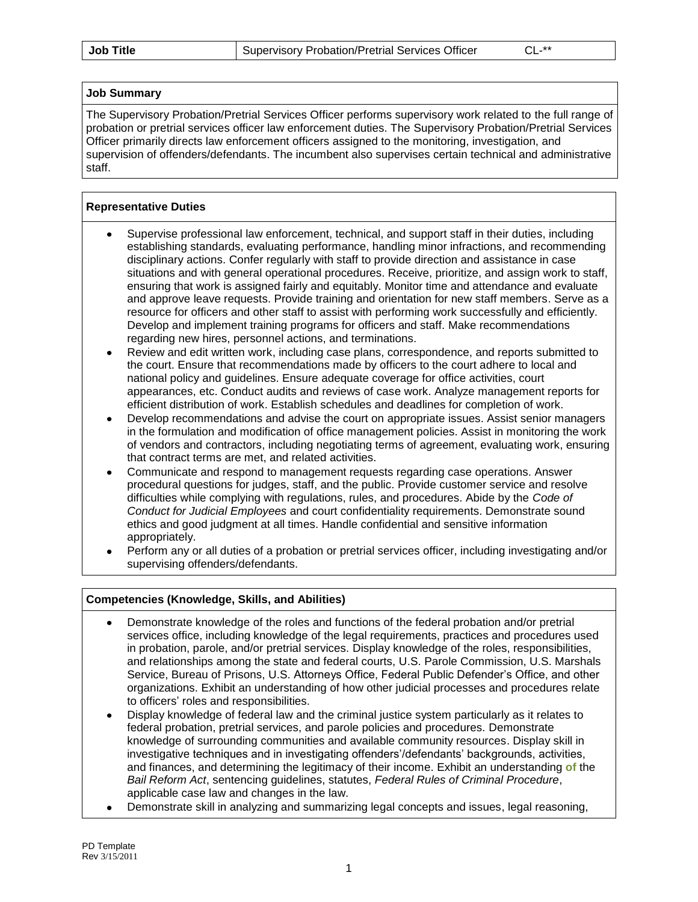| **Job Title** | Supervisory Probation/Pretrial Services Officer | CL-** |
| --- | --- | --- |

**Job Summary**

The Supervisory Probation/Pretrial Services Officer performs supervisory work related to the full range of probation or pretrial services officer law enforcement duties. The Supervisory Probation/Pretrial Services Officer primarily directs law enforcement officers assigned to the monitoring, investigation, and supervision of offenders/defendants. The incumbent also supervises certain technical and administrative staff.

**Representative Duties**

- Supervise professional law enforcement, technical, and support staff in their duties, including establishing standards, evaluating performance, handling minor infractions, and recommending disciplinary actions. Confer regularly with staff to provide direction and assistance in case situations and with general operational procedures. Receive, prioritize, and assign work to staff, ensuring that work is assigned fairly and equitably. Monitor time and attendance and evaluate and approve leave requests. Provide training and orientation for new staff members. Serve as a resource for officers and other staff to assist with performing work successfully and efficiently. Develop and implement training programs for officers and staff. Make recommendations regarding new hires, personnel actions, and terminations.
- Review and edit written work, including case plans, correspondence, and reports submitted to the court. Ensure that recommendations made by officers to the court adhere to local and national policy and guidelines. Ensure adequate coverage for office activities, court appearances, etc. Conduct audits and reviews of case work. Analyze management reports for efficient distribution of work. Establish schedules and deadlines for completion of work.
- Develop recommendations and advise the court on appropriate issues. Assist senior managers in the formulation and modification of office management policies. Assist in monitoring the work of vendors and contractors, including negotiating terms of agreement, evaluating work, ensuring that contract terms are met, and related activities.
- Communicate and respond to management requests regarding case operations. Answer procedural questions for judges, staff, and the public. Provide customer service and resolve difficulties while complying with regulations, rules, and procedures. Abide by the *Code of Conduct for Judicial Employees* and court confidentiality requirements. Demonstrate sound ethics and good judgment at all times. Handle confidential and sensitive information appropriately.
- Perform any or all duties of a probation or pretrial services officer, including investigating and/or supervising offenders/defendants.

**Competencies (Knowledge, Skills, and Abilities)**

- Demonstrate knowledge of the roles and functions of the federal probation and/or pretrial services office, including knowledge of the legal requirements, practices and procedures used in probation, parole, and/or pretrial services. Display knowledge of the roles, responsibilities, and relationships among the state and federal courts, U.S. Parole Commission, U.S. Marshals Service, Bureau of Prisons, U.S. Attorneys Office, Federal Public Defender's Office, and other organizations. Exhibit an understanding of how other judicial processes and procedures relate to officers' roles and responsibilities.
- Display knowledge of federal law and the criminal justice system particularly as it relates to federal probation, pretrial services, and parole policies and procedures. Demonstrate knowledge of surrounding communities and available community resources. Display skill in investigative techniques and in investigating offenders'/defendants' backgrounds, activities, and finances, and determining the legitimacy of their income. Exhibit an understanding of the *Bail Reform Act*, sentencing guidelines, statutes, *Federal Rules of Criminal Procedure*, applicable case law and changes in the law.
- Demonstrate skill in analyzing and summarizing legal concepts and issues, legal reasoning,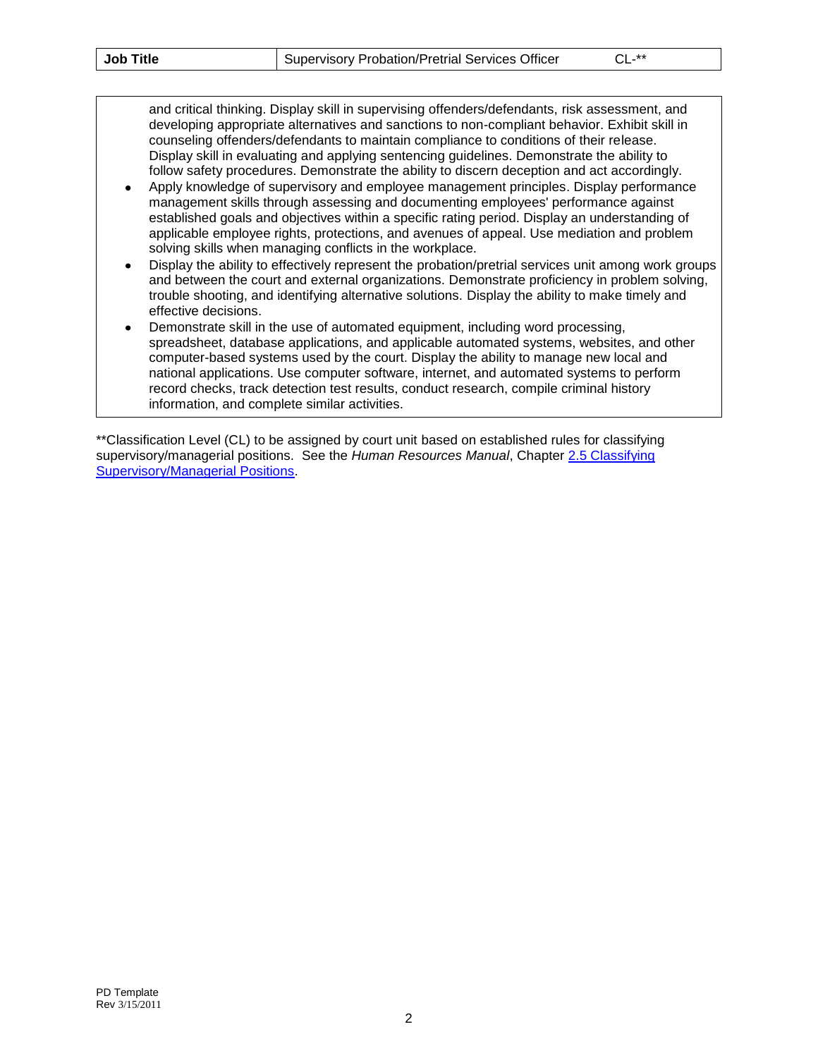| Job Title | Supervisory Probation/Pretrial Services Officer CL-** |
| --- | --- |

and critical thinking. Display skill in supervising offenders/defendants, risk assessment, and developing appropriate alternatives and sanctions to non-compliant behavior. Exhibit skill in counseling offenders/defendants to maintain compliance to conditions of their release. Display skill in evaluating and applying sentencing guidelines. Demonstrate the ability to follow safety procedures. Demonstrate the ability to discern deception and act accordingly.

- Apply knowledge of supervisory and employee management principles. Display performance management skills through assessing and documenting employees' performance against established goals and objectives within a specific rating period. Display an understanding of applicable employee rights, protections, and avenues of appeal. Use mediation and problem solving skills when managing conflicts in the workplace.
- Display the ability to effectively represent the probation/pretrial services unit among work groups and between the court and external organizations. Demonstrate proficiency in problem solving, trouble shooting, and identifying alternative solutions. Display the ability to make timely and effective decisions.
- Demonstrate skill in the use of automated equipment, including word processing, spreadsheet, database applications, and applicable automated systems, websites, and other computer-based systems used by the court. Display the ability to manage new local and national applications. Use computer software, internet, and automated systems to perform record checks, track detection test results, conduct research, compile criminal history information, and complete similar activities.

**Classification Level (CL) to be assigned by court unit based on established rules for classifying supervisory/managerial positions. See the *Human Resources Manual*, Chapter 2.5 Classifying Supervisory/Managerial Positions.

PD Template
Rev 3/15/2011